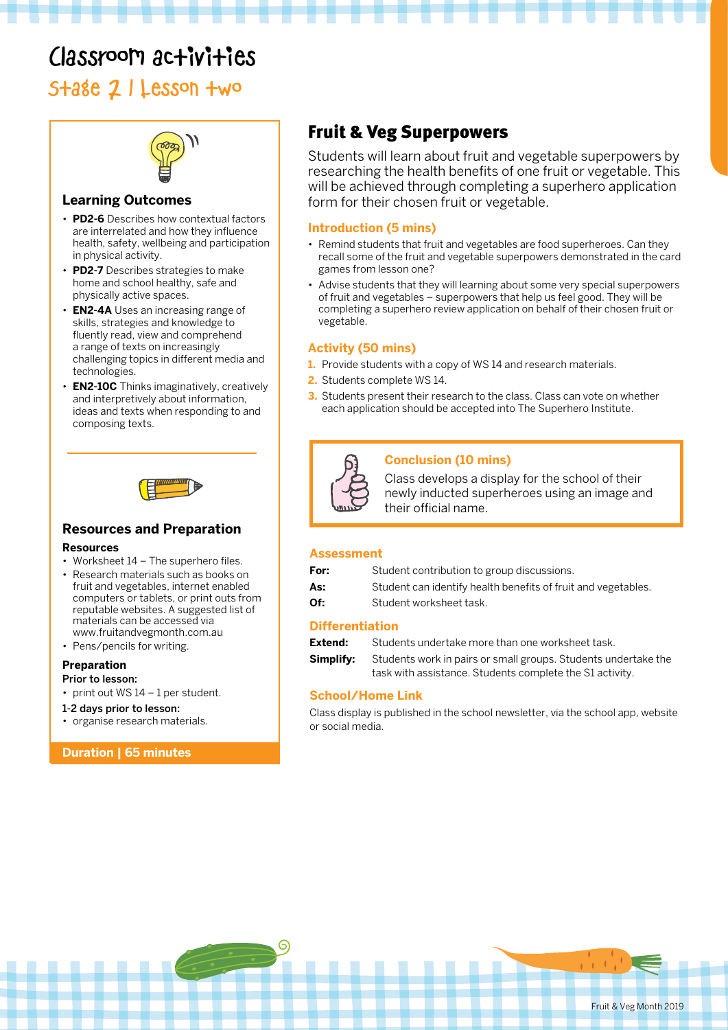# Classroom activities

## Stage 2 | Lesson two

### Learning Outcomes

- **PD2-6** Describes how contextual factors are interrelated and how they influence health, safety, wellbeing and participation in physical activity.
- **PD2-7** Describes strategies to make home and school healthy, safe and physically active spaces.
- **EN2-4A** Uses an increasing range of skills, strategies and knowledge to fluently read, view and comprehend a range of texts on increasingly challenging topics in different media and technologies.
- **EN2-10C** Thinks imaginatively, creatively and interpretively about information, ideas and texts when responding to and composing texts.

### Resources and Preparation

**Resources**

- Worksheet 14 – The superhero files.
- Research materials such as books on fruit and vegetables, internet enabled computers or tablets, or print outs from reputable websites. A suggested list of materials can be accessed via www.fruitandvegmonth.com.au
- Pens/pencils for writing.

**Preparation**

**Prior to lesson:**

- print out WS 14 – 1 per student.

**1-2 days prior to lesson:**

- organise research materials.

**Duration | 65 minutes**

## Fruit & Veg Superpowers

Students will learn about fruit and vegetable superpowers by researching the health benefits of one fruit or vegetable. This will be achieved through completing a superhero application form for their chosen fruit or vegetable.

### Introduction (5 mins)

- Remind students that fruit and vegetables are food superheroes. Can they recall some of the fruit and vegetable superpowers demonstrated in the card games from lesson one?
- Advise students that they will learning about some very special superpowers of fruit and vegetables – superpowers that help us feel good. They will be completing a superhero review application on behalf of their chosen fruit or vegetable.

### Activity (50 mins)

1. Provide students with a copy of WS 14 and research materials.
2. Students complete WS 14.
3. Students present their research to the class. Class can vote on whether each application should be accepted into The Superhero Institute.

### Conclusion (10 mins)

Class develops a display for the school of their newly inducted superheroes using an image and their official name.

### Assessment

| | |
|---|---|
| **For:** | Student contribution to group discussions. |
| **As:** | Student can identify health benefits of fruit and vegetables. |
| **Of:** | Student worksheet task. |

### Differentiation

| | |
|---|---|
| **Extend:** | Students undertake more than one worksheet task. |
| **Simplify:** | Students work in pairs or small groups. Students undertake the task with assistance. Students complete the S1 activity. |

### School/Home Link

Class display is published in the school newsletter, via the school app, website or social media.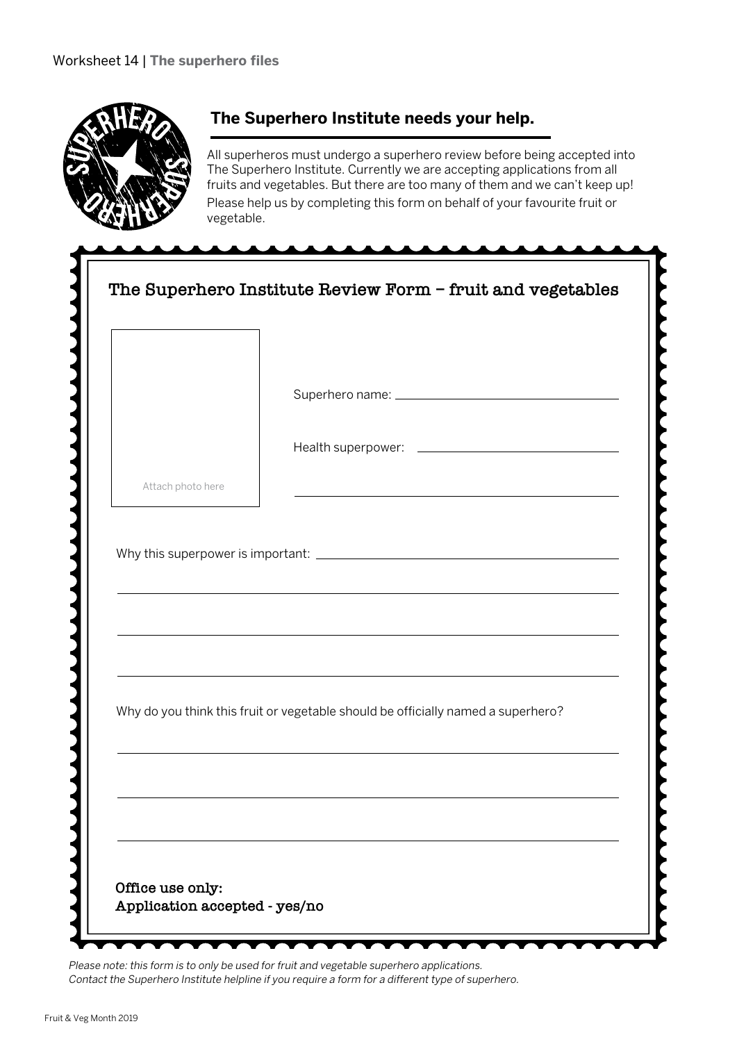Worksheet 14 | **The superhero files**

## The Superhero Institute needs your help.

All superheros must undergo a superhero review before being accepted into The Superhero Institute. Currently we are accepting applications from all fruits and vegetables. But there are too many of them and we can't keep up! Please help us by completing this form on behalf of your favourite fruit or vegetable.

### The Superhero Institute Review Form – fruit and vegetables

Attach photo here

Superhero name: ______________________________

Health superpower: ______________________________

______________________________

Why this superpower is important: ______________________________

______________________________

______________________________

______________________________

Why do you think this fruit or vegetable should be officially named a superhero?

______________________________

______________________________

______________________________

Office use only:
Application accepted - yes/no

*Please note: this form is to only be used for fruit and vegetable superhero applications.*
*Contact the Superhero Institute helpline if you require a form for a different type of superhero.*

Fruit & Veg Month 2019